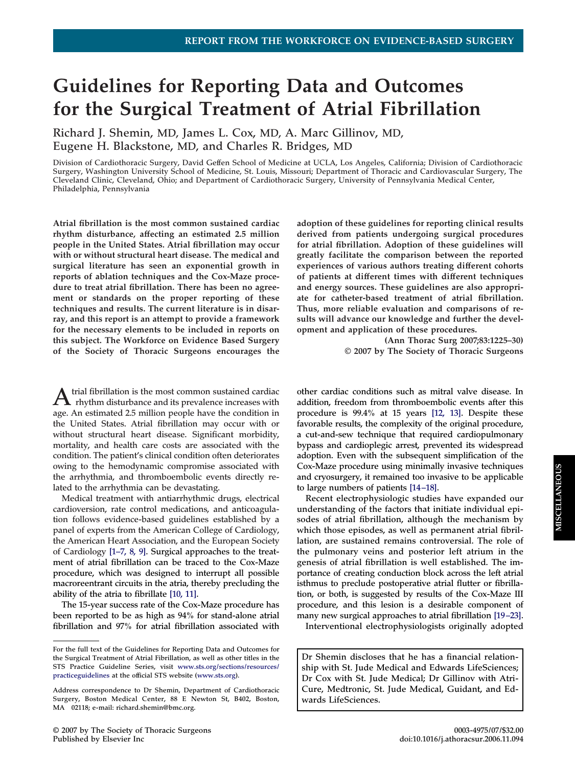REPORT FROM THE WORKFORCE ON EVIDENCE-BASED SURGERY

# Guidelines for Reporting Data and Outcomes for the Surgical Treatment of Atrial Fibrillation

Richard J. Shemin, MD, James L. Cox, MD, A. Marc Gillinov, MD, Eugene H. Blackstone, MD, and Charles R. Bridges, MD

Division of Cardiothoracic Surgery, David Geffen School of Medicine at UCLA, Los Angeles, California; Division of Cardiothoracic Surgery, Washington University School of Medicine, St. Louis, Missouri; Department of Thoracic and Cardiovascular Surgery, The Cleveland Clinic, Cleveland, Ohio; and Department of Cardiothoracic Surgery, University of Pennsylvania Medical Center, Philadelphia, Pennsylvania

**Atrial fibrillation is the most common sustained cardiac rhythm disturbance, affecting an estimated 2.5 million people in the United States. Atrial fibrillation may occur with or without structural heart disease. The medical and surgical literature has seen an exponential growth in reports of ablation techniques and the Cox-Maze procedure to treat atrial fibrillation. There has been no agreement or standards on the proper reporting of these techniques and results. The current literature is in disarray, and this report is an attempt to provide a framework for the necessary elements to be included in reports on this subject. The Workforce on Evidence Based Surgery of the Society of Thoracic Surgeons encourages the adoption of these guidelines for reporting clinical results derived from patients undergoing surgical procedures for atrial fibrillation. Adoption of these guidelines will greatly facilitate the comparison between the reported experiences of various authors treating different cohorts of patients at different times with different techniques and energy sources. These guidelines are also appropriate for catheter-based treatment of atrial fibrillation. Thus, more reliable evaluation and comparisons of results will advance our knowledge and further the development and application of these procedures.**

**(Ann Thorac Surg 2007;83:1225–30)**
**© 2007 by The Society of Thoracic Surgeons**

Atrial fibrillation is the most common sustained cardiac rhythm disturbance and its prevalence increases with age. An estimated 2.5 million people have the condition in the United States. Atrial fibrillation may occur with or without structural heart disease. Significant morbidity, mortality, and health care costs are associated with the condition. The patient's clinical condition often deteriorates owing to the hemodynamic compromise associated with the arrhythmia, and thromboembolic events directly related to the arrhythmia can be devastating.

Medical treatment with antiarrhythmic drugs, electrical cardioversion, rate control medications, and anticoagulation follows evidence-based guidelines established by a panel of experts from the American College of Cardiology, the American Heart Association, and the European Society of Cardiology [1–7, 8, 9]. Surgical approaches to the treatment of atrial fibrillation can be traced to the Cox-Maze procedure, which was designed to interrupt all possible macroreentrant circuits in the atria, thereby precluding the ability of the atria to fibrillate [10, 11].

The 15-year success rate of the Cox-Maze procedure has been reported to be as high as 94% for stand-alone atrial fibrillation and 97% for atrial fibrillation associated with other cardiac conditions such as mitral valve disease. In addition, freedom from thromboembolic events after this procedure is 99.4% at 15 years [12, 13]. Despite these favorable results, the complexity of the original procedure, a cut-and-sew technique that required cardiopulmonary bypass and cardioplegic arrest, prevented its widespread adoption. Even with the subsequent simplification of the Cox-Maze procedure using minimally invasive techniques and cryosurgery, it remained too invasive to be applicable to large numbers of patients [14–18].

Recent electrophysiologic studies have expanded our understanding of the factors that initiate individual episodes of atrial fibrillation, although the mechanism by which those episodes, as well as permanent atrial fibrillation, are sustained remains controversial. The role of the pulmonary veins and posterior left atrium in the genesis of atrial fibrillation is well established. The importance of creating conduction block across the left atrial isthmus to preclude postoperative atrial flutter or fibrillation, or both, is suggested by results of the Cox-Maze III procedure, and this lesion is a desirable component of many new surgical approaches to atrial fibrillation [19–23].

Interventional electrophysiologists originally adopted

For the full text of the Guidelines for Reporting Data and Outcomes for the Surgical Treatment of Atrial Fibrillation, as well as other titles in the STS Practice Guideline Series, visit www.sts.org/sections/resources/practiceguidelines at the official STS website (www.sts.org).

Address correspondence to Dr Shemin, Department of Cardiothoracic Surgery, Boston Medical Center, 88 E Newton St, B402, Boston, MA 02118; e-mail: richard.shemin@bmc.org.

Dr Shemin discloses that he has a financial relationship with St. Jude Medical and Edwards LifeSciences; Dr Cox with St. Jude Medical; Dr Gillinov with AtriCure, Medtronic, St. Jude Medical, Guidant, and Edwards LifeSciences.

© 2007 by The Society of Thoracic Surgeons
Published by Elsevier Inc

0003-4975/07/$32.00
doi:10.1016/j.athoracsur.2006.11.094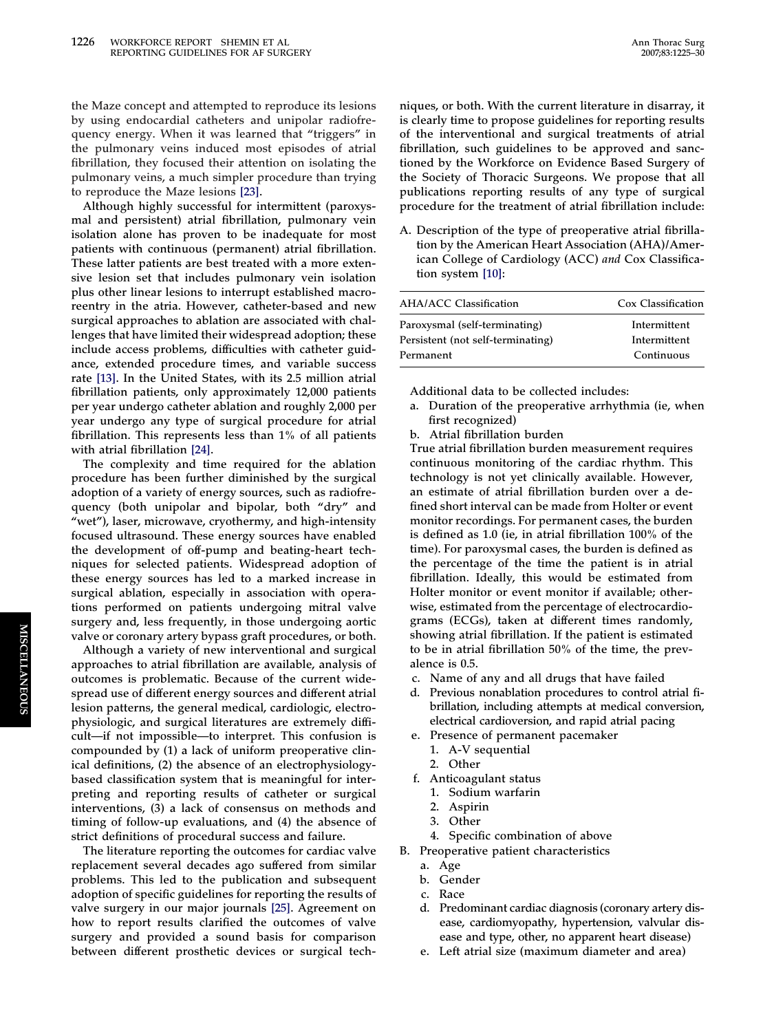the Maze concept and attempted to reproduce its lesions by using endocardial catheters and unipolar radiofrequency energy. When it was learned that "triggers" in the pulmonary veins induced most episodes of atrial fibrillation, they focused their attention on isolating the pulmonary veins, a much simpler procedure than trying to reproduce the Maze lesions [23].

Although highly successful for intermittent (paroxysmal and persistent) atrial fibrillation, pulmonary vein isolation alone has proven to be inadequate for most patients with continuous (permanent) atrial fibrillation. These latter patients are best treated with a more extensive lesion set that includes pulmonary vein isolation plus other linear lesions to interrupt established macroreentry in the atria. However, catheter-based and new surgical approaches to ablation are associated with challenges that have limited their widespread adoption; these include access problems, difficulties with catheter guidance, extended procedure times, and variable success rate [13]. In the United States, with its 2.5 million atrial fibrillation patients, only approximately 12,000 patients per year undergo catheter ablation and roughly 2,000 per year undergo any type of surgical procedure for atrial fibrillation. This represents less than 1% of all patients with atrial fibrillation [24].

The complexity and time required for the ablation procedure has been further diminished by the surgical adoption of a variety of energy sources, such as radiofrequency (both unipolar and bipolar, both "dry" and "wet"), laser, microwave, cryothermy, and high-intensity focused ultrasound. These energy sources have enabled the development of off-pump and beating-heart techniques for selected patients. Widespread adoption of these energy sources has led to a marked increase in surgical ablation, especially in association with operations performed on patients undergoing mitral valve surgery and, less frequently, in those undergoing aortic valve or coronary artery bypass graft procedures, or both.

Although a variety of new interventional and surgical approaches to atrial fibrillation are available, analysis of outcomes is problematic. Because of the current widespread use of different energy sources and different atrial lesion patterns, the general medical, cardiologic, electrophysiologic, and surgical literatures are extremely difficult—if not impossible—to interpret. This confusion is compounded by (1) a lack of uniform preoperative clinical definitions, (2) the absence of an electrophysiology-based classification system that is meaningful for interpreting and reporting results of catheter or surgical interventions, (3) a lack of consensus on methods and timing of follow-up evaluations, and (4) the absence of strict definitions of procedural success and failure.

The literature reporting the outcomes for cardiac valve replacement several decades ago suffered from similar problems. This led to the publication and subsequent adoption of specific guidelines for reporting the results of valve surgery in our major journals [25]. Agreement on how to report results clarified the outcomes of valve surgery and provided a sound basis for comparison between different prosthetic devices or surgical techniques, or both. With the current literature in disarray, it is clearly time to propose guidelines for reporting results of the interventional and surgical treatments of atrial fibrillation, such guidelines to be approved and sanctioned by the Workforce on Evidence Based Surgery of the Society of Thoracic Surgeons. We propose that all publications reporting results of any type of surgical procedure for the treatment of atrial fibrillation include:

A. Description of the type of preoperative atrial fibrillation by the American Heart Association (AHA)/American College of Cardiology (ACC) *and* Cox Classification system [10]:

| AHA/ACC Classification | Cox Classification |
|---|---|
| Paroxysmal (self-terminating) | Intermittent |
| Persistent (not self-terminating) | Intermittent |
| Permanent | Continuous |

Additional data to be collected includes:

a. Duration of the preoperative arrhythmia (ie, when first recognized)

b. Atrial fibrillation burden

True atrial fibrillation burden measurement requires continuous monitoring of the cardiac rhythm. This technology is not yet clinically available. However, an estimate of atrial fibrillation burden over a defined short interval can be made from Holter or event monitor recordings. For permanent cases, the burden is defined as 1.0 (ie, in atrial fibrillation 100% of the time). For paroxysmal cases, the burden is defined as the percentage of the time the patient is in atrial fibrillation. Ideally, this would be estimated from Holter monitor or event monitor if available; otherwise, estimated from the percentage of electrocardiograms (ECGs), taken at different times randomly, showing atrial fibrillation. If the patient is estimated to be in atrial fibrillation 50% of the time, the prevalence is 0.5.

c. Name of any and all drugs that have failed

d. Previous nonablation procedures to control atrial fibrillation, including attempts at medical conversion, electrical cardioversion, and rapid atrial pacing

e. Presence of permanent pacemaker
   1. A-V sequential
   2. Other

f. Anticoagulant status
   1. Sodium warfarin
   2. Aspirin
   3. Other
   4. Specific combination of above

B. Preoperative patient characteristics

a. Age

b. Gender

c. Race

d. Predominant cardiac diagnosis (coronary artery disease, cardiomyopathy, hypertension, valvular disease and type, other, no apparent heart disease)

e. Left atrial size (maximum diameter and area)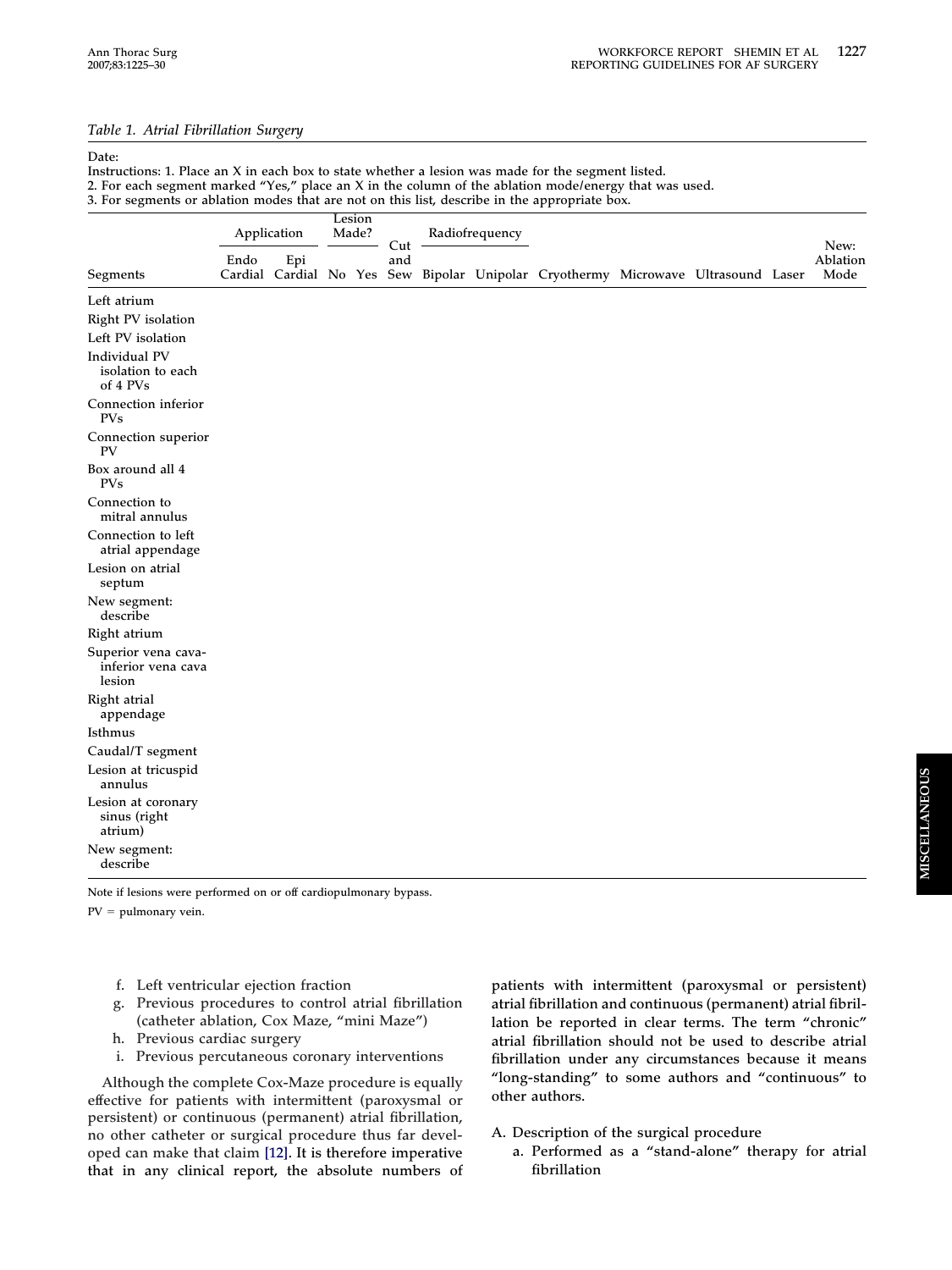*Table 1. Atrial Fibrillation Surgery*

Date:

Instructions: 1. Place an X in each box to state whether a lesion was made for the segment listed.

2. For each segment marked "Yes," place an X in the column of the ablation mode/energy that was used.

3. For segments or ablation modes that are not on this list, describe in the appropriate box.

| | Application | | Lesion Made? | | | Radiofrequency | | | | | | |
|---|---|---|---|---|---|---|---|---|---|---|---|---|
| Segments | Endo Cardial | Epi Cardial | No | Yes | Cut and Sew | Bipolar | Unipolar | Cryothermy | Microwave | Ultrasound | Laser | New: Ablation Mode |
| Left atrium | | | | | | | | | | | | |
| Right PV isolation | | | | | | | | | | | | |
| Left PV isolation | | | | | | | | | | | | |
| Individual PV isolation to each of 4 PVs | | | | | | | | | | | | |
| Connection inferior PVs | | | | | | | | | | | | |
| Connection superior PV | | | | | | | | | | | | |
| Box around all 4 PVs | | | | | | | | | | | | |
| Connection to mitral annulus | | | | | | | | | | | | |
| Connection to left atrial appendage | | | | | | | | | | | | |
| Lesion on atrial septum | | | | | | | | | | | | |
| New segment: describe | | | | | | | | | | | | |
| Right atrium | | | | | | | | | | | | |
| Superior vena cava-inferior vena cava lesion | | | | | | | | | | | | |
| Right atrial appendage | | | | | | | | | | | | |
| Isthmus | | | | | | | | | | | | |
| Caudal/T segment | | | | | | | | | | | | |
| Lesion at tricuspid annulus | | | | | | | | | | | | |
| Lesion at coronary sinus (right atrium) | | | | | | | | | | | | |
| New segment: describe | | | | | | | | | | | | |

Note if lesions were performed on or off cardiopulmonary bypass.

PV = pulmonary vein.

f. Left ventricular ejection fraction

g. Previous procedures to control atrial fibrillation (catheter ablation, Cox Maze, "mini Maze")

h. Previous cardiac surgery

i. Previous percutaneous coronary interventions

Although the complete Cox-Maze procedure is equally effective for patients with intermittent (paroxysmal or persistent) or continuous (permanent) atrial fibrillation, no other catheter or surgical procedure thus far developed can make that claim [12]. **It is therefore imperative that in any clinical report, the absolute numbers of patients with intermittent (paroxysmal or persistent) atrial fibrillation and continuous (permanent) atrial fibrillation be reported in clear terms. The term "chronic" atrial fibrillation should not be used to describe atrial fibrillation under any circumstances because it means "long-standing" to some authors and "continuous" to other authors.**

A. Description of the surgical procedure

a. Performed as a "stand-alone" therapy for atrial fibrillation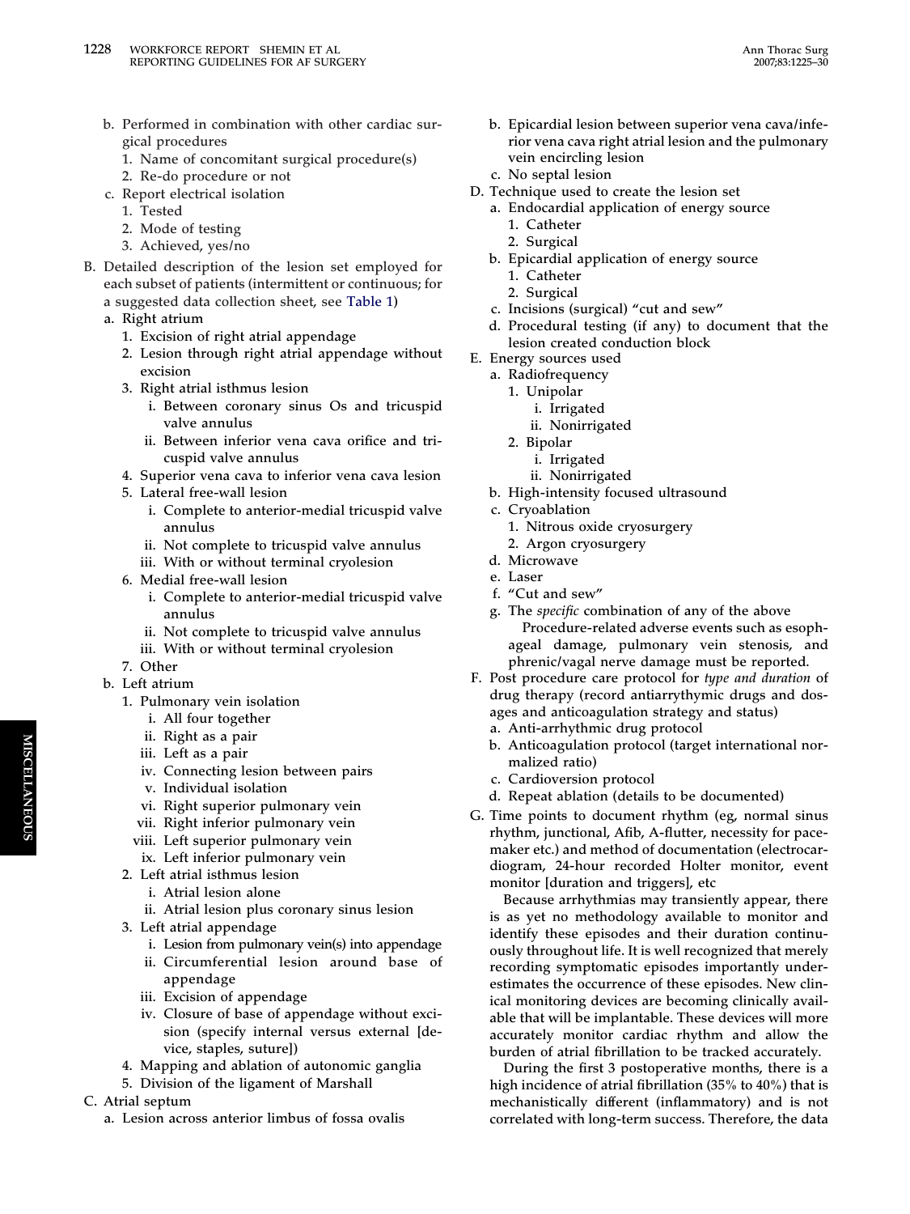b. Performed in combination with other cardiac surgical procedures
   1. Name of concomitant surgical procedure(s)
   2. Re-do procedure or not

c. Report electrical isolation
   1. Tested
   2. Mode of testing
   3. Achieved, yes/no

B. Detailed description of the lesion set employed for each subset of patients (intermittent or continuous; for a suggested data collection sheet, see Table 1)

a. Right atrium
   1. Excision of right atrial appendage
   2. Lesion through right atrial appendage without excision
   3. Right atrial isthmus lesion
      i. Between coronary sinus Os and tricuspid valve annulus
      ii. Between inferior vena cava orifice and tricuspid valve annulus
   4. Superior vena cava to inferior vena cava lesion
   5. Lateral free-wall lesion
      i. Complete to anterior-medial tricuspid valve annulus
      ii. Not complete to tricuspid valve annulus
      iii. With or without terminal cryolesion
   6. Medial free-wall lesion
      i. Complete to anterior-medial tricuspid valve annulus
      ii. Not complete to tricuspid valve annulus
      iii. With or without terminal cryolesion
   7. Other

b. Left atrium
   1. Pulmonary vein isolation
      i. All four together
      ii. Right as a pair
      iii. Left as a pair
      iv. Connecting lesion between pairs
      v. Individual isolation
      vi. Right superior pulmonary vein
      vii. Right inferior pulmonary vein
      viii. Left superior pulmonary vein
      ix. Left inferior pulmonary vein
   2. Left atrial isthmus lesion
      i. Atrial lesion alone
      ii. Atrial lesion plus coronary sinus lesion
   3. Left atrial appendage
      i. Lesion from pulmonary vein(s) into appendage
      ii. Circumferential lesion around base of appendage
      iii. Excision of appendage
      iv. Closure of base of appendage without excision (specify internal versus external [device, staples, suture])
   4. Mapping and ablation of autonomic ganglia
   5. Division of the ligament of Marshall

C. Atrial septum
   a. Lesion across anterior limbus of fossa ovalis
   b. Epicardial lesion between superior vena cava/inferior vena cava right atrial lesion and the pulmonary vein encircling lesion
   c. No septal lesion

D. Technique used to create the lesion set
   a. Endocardial application of energy source
      1. Catheter
      2. Surgical
   b. Epicardial application of energy source
      1. Catheter
      2. Surgical
   c. Incisions (surgical) "cut and sew"
   d. Procedural testing (if any) to document that the lesion created conduction block

E. Energy sources used
   a. Radiofrequency
      1. Unipolar
         i. Irrigated
         ii. Nonirrigated
      2. Bipolar
         i. Irrigated
         ii. Nonirrigated
   b. High-intensity focused ultrasound
   c. Cryoablation
      1. Nitrous oxide cryosurgery
      2. Argon cryosurgery
   d. Microwave
   e. Laser
   f. "Cut and sew"
   g. The *specific* combination of any of the above

      Procedure-related adverse events such as esophageal damage, pulmonary vein stenosis, and phrenic/vagal nerve damage must be reported.

F. Post procedure care protocol for *type and duration* of drug therapy (record antiarrythymic drugs and dosages and anticoagulation strategy and status)
   a. Anti-arrhythmic drug protocol
   b. Anticoagulation protocol (target international normalized ratio)
   c. Cardioversion protocol
   d. Repeat ablation (details to be documented)

G. Time points to document rhythm (eg, normal sinus rhythm, junctional, Afib, A-flutter, necessity for pacemaker etc.) and method of documentation (electrocardiogram, 24-hour recorded Holter monitor, event monitor [duration and triggers], etc

Because arrhythmias may transiently appear, there is as yet no methodology available to monitor and identify these episodes and their duration continuously throughout life. It is well recognized that merely recording symptomatic episodes importantly underestimates the occurrence of these episodes. New clinical monitoring devices are becoming clinically available that will be implantable. These devices will more accurately monitor cardiac rhythm and allow the burden of atrial fibrillation to be tracked accurately.

During the first 3 postoperative months, there is a high incidence of atrial fibrillation (35% to 40%) that is mechanistically different (inflammatory) and is not correlated with long-term success. Therefore, the data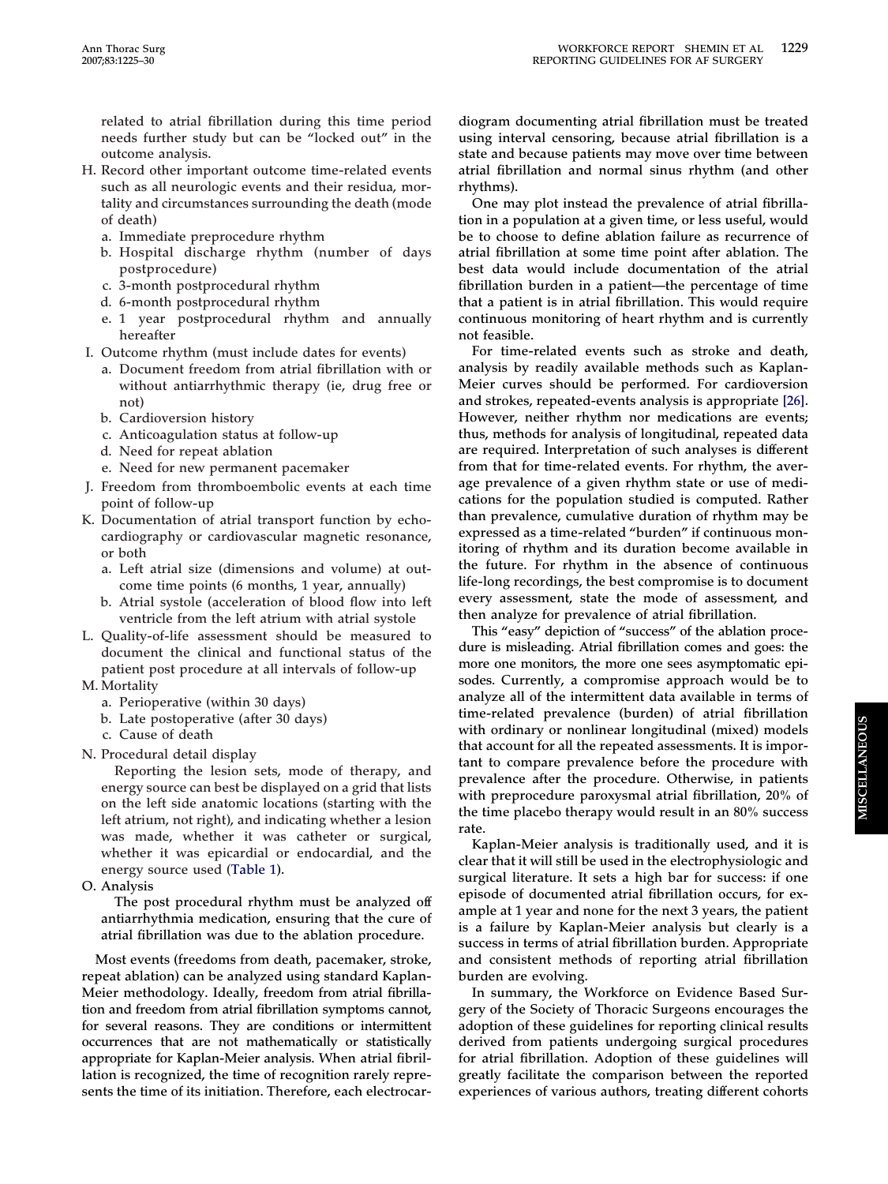related to atrial fibrillation during this time period needs further study but can be "locked out" in the outcome analysis.

H. Record other important outcome time-related events such as all neurologic events and their residua, mortality and circumstances surrounding the death (mode of death)
   a. Immediate preprocedure rhythm
   b. Hospital discharge rhythm (number of days postprocedure)
   c. 3-month postprocedural rhythm
   d. 6-month postprocedural rhythm
   e. 1 year postprocedural rhythm and annually hereafter
I. Outcome rhythm (must include dates for events)
   a. Document freedom from atrial fibrillation with or without antiarrhythmic therapy (ie, drug free or not)
   b. Cardioversion history
   c. Anticoagulation status at follow-up
   d. Need for repeat ablation
   e. Need for new permanent pacemaker
J. Freedom from thromboembolic events at each time point of follow-up
K. Documentation of atrial transport function by echocardiography or cardiovascular magnetic resonance, or both
   a. Left atrial size (dimensions and volume) at outcome time points (6 months, 1 year, annually)
   b. Atrial systole (acceleration of blood flow into left ventricle from the left atrium with atrial systole
L. Quality-of-life assessment should be measured to document the clinical and functional status of the patient post procedure at all intervals of follow-up
M. Mortality
   a. Perioperative (within 30 days)
   b. Late postoperative (after 30 days)
   c. Cause of death
N. Procedural detail display

   Reporting the lesion sets, mode of therapy, and energy source can best be displayed on a grid that lists on the left side anatomic locations (starting with the left atrium, not right), and indicating whether a lesion was made, whether it was catheter or surgical, whether it was epicardial or endocardial, and the energy source used (Table 1).
O. Analysis

   The post procedural rhythm must be analyzed off antiarrhythmia medication, ensuring that the cure of atrial fibrillation was due to the ablation procedure.

Most events (freedoms from death, pacemaker, stroke, repeat ablation) can be analyzed using standard Kaplan-Meier methodology. Ideally, freedom from atrial fibrillation and freedom from atrial fibrillation symptoms cannot, for several reasons. They are conditions or intermittent occurrences that are not mathematically or statistically appropriate for Kaplan-Meier analysis. When atrial fibrillation is recognized, the time of recognition rarely represents the time of its initiation. Therefore, each electrocardiogram documenting atrial fibrillation must be treated using interval censoring, because atrial fibrillation is a state and because patients may move over time between atrial fibrillation and normal sinus rhythm (and other rhythms).

One may plot instead the prevalence of atrial fibrillation in a population at a given time, or less useful, would be to choose to define ablation failure as recurrence of atrial fibrillation at some time point after ablation. The best data would include documentation of the atrial fibrillation burden in a patient—the percentage of time that a patient is in atrial fibrillation. This would require continuous monitoring of heart rhythm and is currently not feasible.

For time-related events such as stroke and death, analysis by readily available methods such as Kaplan-Meier curves should be performed. For cardioversion and strokes, repeated-events analysis is appropriate [26]. However, neither rhythm nor medications are events; thus, methods for analysis of longitudinal, repeated data are required. Interpretation of such analyses is different from that for time-related events. For rhythm, the average prevalence of a given rhythm state or use of medications for the population studied is computed. Rather than prevalence, cumulative duration of rhythm may be expressed as a time-related "burden" if continuous monitoring of rhythm and its duration become available in the future. For rhythm in the absence of continuous life-long recordings, the best compromise is to document every assessment, state the mode of assessment, and then analyze for prevalence of atrial fibrillation.

This "easy" depiction of "success" of the ablation procedure is misleading. Atrial fibrillation comes and goes: the more one monitors, the more one sees asymptomatic episodes. Currently, a compromise approach would be to analyze all of the intermittent data available in terms of time-related prevalence (burden) of atrial fibrillation with ordinary or nonlinear longitudinal (mixed) models that account for all the repeated assessments. It is important to compare prevalence before the procedure with prevalence after the procedure. Otherwise, in patients with preprocedure paroxysmal atrial fibrillation, 20% of the time placebo therapy would result in an 80% success rate.

Kaplan-Meier analysis is traditionally used, and it is clear that it will still be used in the electrophysiologic and surgical literature. It sets a high bar for success: if one episode of documented atrial fibrillation occurs, for example at 1 year and none for the next 3 years, the patient is a failure by Kaplan-Meier analysis but clearly is a success in terms of atrial fibrillation burden. Appropriate and consistent methods of reporting atrial fibrillation burden are evolving.

In summary, the Workforce on Evidence Based Surgery of the Society of Thoracic Surgeons encourages the adoption of these guidelines for reporting clinical results derived from patients undergoing surgical procedures for atrial fibrillation. Adoption of these guidelines will greatly facilitate the comparison between the reported experiences of various authors, treating different cohorts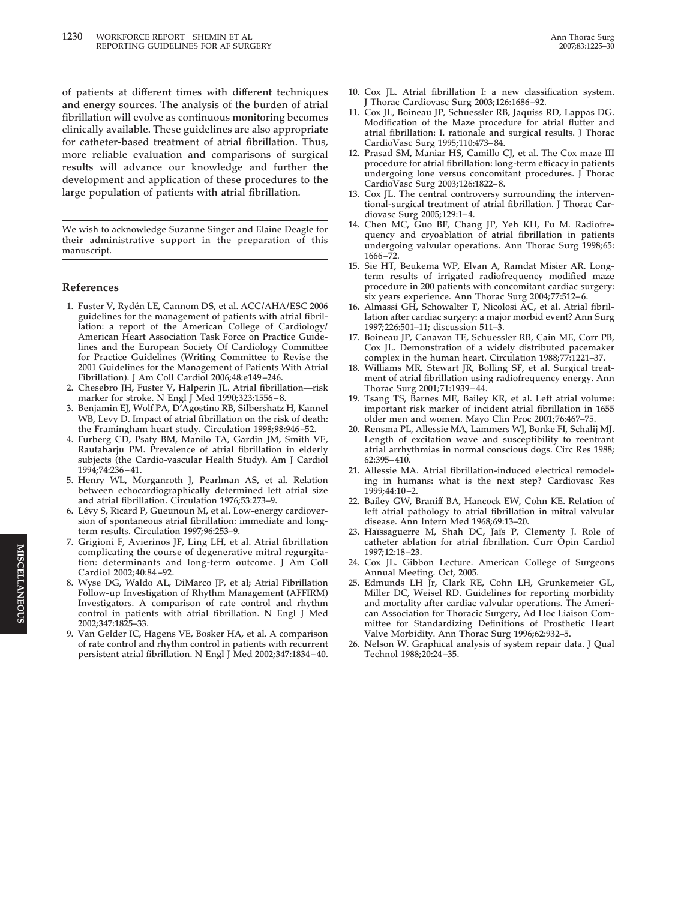of patients at different times with different techniques and energy sources. The analysis of the burden of atrial fibrillation will evolve as continuous monitoring becomes clinically available. These guidelines are also appropriate for catheter-based treatment of atrial fibrillation. Thus, more reliable evaluation and comparisons of surgical results will advance our knowledge and further the development and application of these procedures to the large population of patients with atrial fibrillation.

We wish to acknowledge Suzanne Singer and Elaine Deagle for their administrative support in the preparation of this manuscript.

## References

1. Fuster V, Rydén LE, Cannom DS, et al. ACC/AHA/ESC 2006 guidelines for the management of patients with atrial fibrillation: a report of the American College of Cardiology/American Heart Association Task Force on Practice Guidelines and the European Society Of Cardiology Committee for Practice Guidelines (Writing Committee to Revise the 2001 Guidelines for the Management of Patients With Atrial Fibrillation). J Am Coll Cardiol 2006;48:e149–246.
2. Chesebro JH, Fuster V, Halperin JL. Atrial fibrillation—risk marker for stroke. N Engl J Med 1990;323:1556–8.
3. Benjamin EJ, Wolf PA, D'Agostino RB, Silbershatz H, Kannel WB, Levy D. Impact of atrial fibrillation on the risk of death: the Framingham heart study. Circulation 1998;98:946–52.
4. Furberg CD, Psaty BM, Manilo TA, Gardin JM, Smith VE, Rautaharju PM. Prevalence of atrial fibrillation in elderly subjects (the Cardio-vascular Health Study). Am J Cardiol 1994;74:236–41.
5. Henry WL, Morganroth J, Pearlman AS, et al. Relation between echocardiographically determined left atrial size and atrial fibrillation. Circulation 1976;53:273–9.
6. Lévy S, Ricard P, Gueunoun M, et al. Low-energy cardioversion of spontaneous atrial fibrillation: immediate and long-term results. Circulation 1997;96:253–9.
7. Grigioni F, Avierinos JF, Ling LH, et al. Atrial fibrillation complicating the course of degenerative mitral regurgitation: determinants and long-term outcome. J Am Coll Cardiol 2002;40:84–92.
8. Wyse DG, Waldo AL, DiMarco JP, et al; Atrial Fibrillation Follow-up Investigation of Rhythm Management (AFFIRM) Investigators. A comparison of rate control and rhythm control in patients with atrial fibrillation. N Engl J Med 2002;347:1825–33.
9. Van Gelder IC, Hagens VE, Bosker HA, et al. A comparison of rate control and rhythm control in patients with recurrent persistent atrial fibrillation. N Engl J Med 2002;347:1834–40.
10. Cox JL. Atrial fibrillation I: a new classification system. J Thorac Cardiovasc Surg 2003;126:1686–92.
11. Cox JL, Boineau JP, Schuessler RB, Jaquiss RD, Lappas DG. Modification of the Maze procedure for atrial flutter and atrial fibrillation: I. rationale and surgical results. J Thorac CardioVasc Surg 1995;110:473–84.
12. Prasad SM, Maniar HS, Camillo CJ, et al. The Cox maze III procedure for atrial fibrillation: long-term efficacy in patients undergoing lone versus concomitant procedures. J Thorac CardioVasc Surg 2003;126:1822–8.
13. Cox JL. The central controversy surrounding the interventional-surgical treatment of atrial fibrillation. J Thorac Cardiovasc Surg 2005;129:1–4.
14. Chen MC, Guo BF, Chang JP, Yeh KH, Fu M. Radiofrequency and cryoablation of atrial fibrillation in patients undergoing valvular operations. Ann Thorac Surg 1998;65:1666–72.
15. Sie HT, Beukema WP, Elvan A, Ramdat Misier AR. Long-term results of irrigated radiofrequency modified maze procedure in 200 patients with concomitant cardiac surgery: six years experience. Ann Thorac Surg 2004;77:512–6.
16. Almassi GH, Schowalter T, Nicolosi AC, et al. Atrial fibrillation after cardiac surgery: a major morbid event? Ann Surg 1997;226:501–11; discussion 511–3.
17. Boineau JP, Canavan TE, Schuessler RB, Cain ME, Corr PB, Cox JL. Demonstration of a widely distributed pacemaker complex in the human heart. Circulation 1988;77:1221–37.
18. Williams MR, Stewart JR, Bolling SF, et al. Surgical treatment of atrial fibrillation using radiofrequency energy. Ann Thorac Surg 2001;71:1939–44.
19. Tsang TS, Barnes ME, Bailey KR, et al. Left atrial volume: important risk marker of incident atrial fibrillation in 1655 older men and women. Mayo Clin Proc 2001;76:467–75.
20. Rensma PL, Allessie MA, Lammers WJ, Bonke FI, Schalij MJ. Length of excitation wave and susceptibility to reentrant atrial arrhythmias in normal conscious dogs. Circ Res 1988;62:395–410.
21. Allessie MA. Atrial fibrillation-induced electrical remodeling in humans: what is the next step? Cardiovasc Res 1999;44:10–2.
22. Bailey GW, Braniff BA, Hancock EW, Cohn KE. Relation of left atrial pathology to atrial fibrillation in mitral valvular disease. Ann Intern Med 1968;69:13–20.
23. Haïssaguerre M, Shah DC, Jaïs P, Clementy J. Role of catheter ablation for atrial fibrillation. Curr Opin Cardiol 1997;12:18–23.
24. Cox JL. Gibbon Lecture. American College of Surgeons Annual Meeting. Oct, 2005.
25. Edmunds LH Jr, Clark RE, Cohn LH, Grunkemeier GL, Miller DC, Weisel RD. Guidelines for reporting morbidity and mortality after cardiac valvular operations. The American Association for Thoracic Surgery, Ad Hoc Liaison Committee for Standardizing Definitions of Prosthetic Heart Valve Morbidity. Ann Thorac Surg 1996;62:932–5.
26. Nelson W. Graphical analysis of system repair data. J Qual Technol 1988;20:24–35.